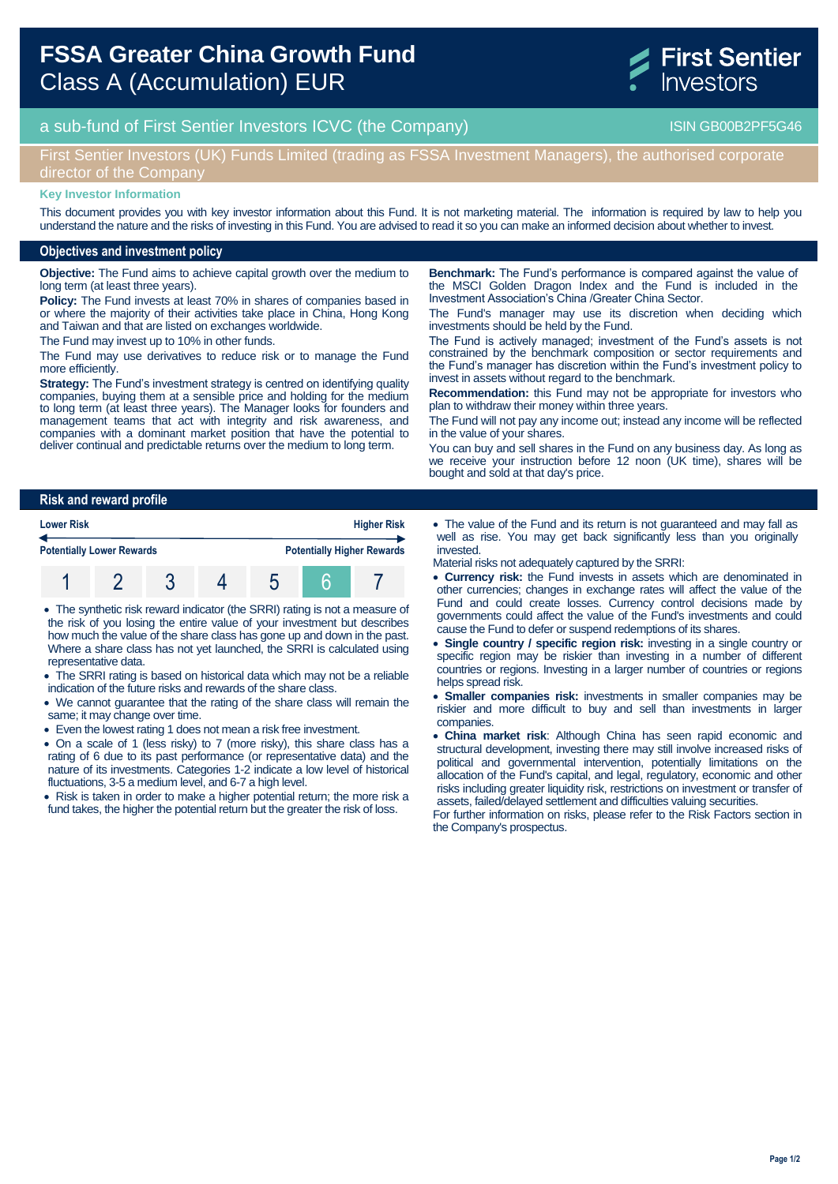# FSSA Greater China Growth Fund
## Class A (Accumulation) EUR

First Sentier Investors

a sub-fund of First Sentier Investors ICVC (the Company) — ISIN GB00B2PF5G46

First Sentier Investors (UK) Funds Limited (trading as FSSA Investment Managers), the authorised corporate director of the Company

**Key Investor Information**

This document provides you with key investor information about this Fund. It is not marketing material. The information is required by law to help you understand the nature and the risks of investing in this Fund. You are advised to read it so you can make an informed decision about whether to invest.

## Objectives and investment policy

**Objective:** The Fund aims to achieve capital growth over the medium to long term (at least three years).

**Policy:** The Fund invests at least 70% in shares of companies based in or where the majority of their activities take place in China, Hong Kong and Taiwan and that are listed on exchanges worldwide.

The Fund may invest up to 10% in other funds.

The Fund may use derivatives to reduce risk or to manage the Fund more efficiently.

**Strategy:** The Fund's investment strategy is centred on identifying quality companies, buying them at a sensible price and holding for the medium to long term (at least three years). The Manager looks for founders and management teams that act with integrity and risk awareness, and companies with a dominant market position that have the potential to deliver continual and predictable returns over the medium to long term.

**Benchmark:** The Fund's performance is compared against the value of the MSCI Golden Dragon Index and the Fund is included in the Investment Association's China /Greater China Sector.

The Fund's manager may use its discretion when deciding which investments should be held by the Fund.

The Fund is actively managed; investment of the Fund's assets is not constrained by the benchmark composition or sector requirements and the Fund's manager has discretion within the Fund's investment policy to invest in assets without regard to the benchmark.

**Recommendation:** this Fund may not be appropriate for investors who plan to withdraw their money within three years.

The Fund will not pay any income out; instead any income will be reflected in the value of your shares.

You can buy and sell shares in the Fund on any business day. As long as we receive your instruction before 12 noon (UK time), shares will be bought and sold at that day's price.

## Risk and reward profile

| Lower Risk | | | | | | Higher Risk |
|---|---|---|---|---|---|---|
| Potentially Lower Rewards | | | | | | Potentially Higher Rewards |
| 1 | 2 | 3 | 4 | 5 | **6** | 7 |

- The synthetic risk reward indicator (the SRRI) rating is not a measure of the risk of you losing the entire value of your investment but describes how much the value of the share class has gone up and down in the past. Where a share class has not yet launched, the SRRI is calculated using representative data.
- The SRRI rating is based on historical data which may not be a reliable indication of the future risks and rewards of the share class.
- We cannot guarantee that the rating of the share class will remain the same; it may change over time.
- Even the lowest rating 1 does not mean a risk free investment.
- On a scale of 1 (less risky) to 7 (more risky), this share class has a rating of 6 due to its past performance (or representative data) and the nature of its investments. Categories 1-2 indicate a low level of historical fluctuations, 3-5 a medium level, and 6-7 a high level.
- Risk is taken in order to make a higher potential return; the more risk a fund takes, the higher the potential return but the greater the risk of loss.
- The value of the Fund and its return is not guaranteed and may fall as well as rise. You may get back significantly less than you originally invested.

Material risks not adequately captured by the SRRI:

- **Currency risk:** the Fund invests in assets which are denominated in other currencies; changes in exchange rates will affect the value of the Fund and could create losses. Currency control decisions made by governments could affect the value of the Fund's investments and could cause the Fund to defer or suspend redemptions of its shares.
- **Single country / specific region risk:** investing in a single country or specific region may be riskier than investing in a number of different countries or regions. Investing in a larger number of countries or regions helps spread risk.
- **Smaller companies risk:** investments in smaller companies may be riskier and more difficult to buy and sell than investments in larger companies.
- **China market risk**: Although China has seen rapid economic and structural development, investing there may still involve increased risks of political and governmental intervention, potentially limitations on the allocation of the Fund's capital, and legal, regulatory, economic and other risks including greater liquidity risk, restrictions on investment or transfer of assets, failed/delayed settlement and difficulties valuing securities.

For further information on risks, please refer to the Risk Factors section in the Company's prospectus.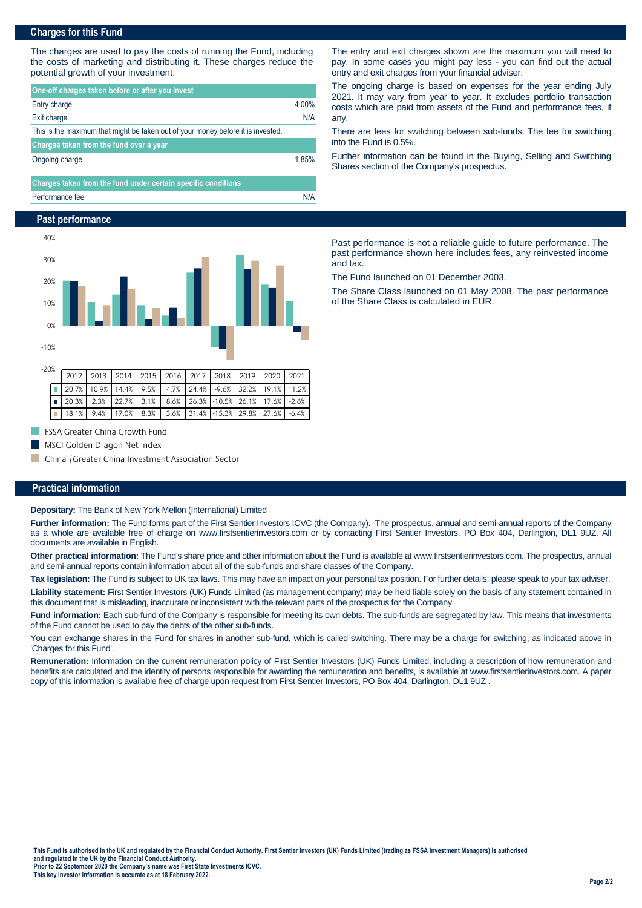## Charges for this Fund

The charges are used to pay the costs of running the Fund, including the costs of marketing and distributing it. These charges reduce the potential growth of your investment.

| One-off charges taken before or after you invest | |
|---|---|
| Entry charge | 4.00% |
| Exit charge | N/A |
| This is the maximum that might be taken out of your money before it is invested. | |
| **Charges taken from the fund over a year** | |
| Ongoing charge | 1.85% |
| **Charges taken from the fund under certain specific conditions** | |
| Performance fee | N/A |

The entry and exit charges shown are the maximum you will need to pay. In some cases you might pay less - you can find out the actual entry and exit charges from your financial adviser.

The ongoing charge is based on expenses for the year ending July 2021. It may vary from year to year. It excludes portfolio transaction costs which are paid from assets of the Fund and performance fees, if any.

There are fees for switching between sub-funds. The fee for switching into the Fund is 0.5%.

Further information can be found in the Buying, Selling and Switching Shares section of the Company's prospectus.

## Past performance

40%
30%
20%
10%
0%
-10%
-20%

| | 2012 | 2013 | 2014 | 2015 | 2016 | 2017 | 2018 | 2019 | 2020 | 2021 |
|---|---|---|---|---|---|---|---|---|---|---|
| FSSA Greater China Growth Fund | 20.7% | 10.9% | 14.4% | 9.5% | 4.7% | 24.4% | -9.6% | 32.2% | 19.1% | 11.2% |
| MSCI Golden Dragon Net Index | 20.3% | 2.3% | 22.7% | 3.1% | 8.6% | 26.3% | -10.5% | 26.1% | 17.6% | -2.6% |
| China /Greater China Investment Association Sector | 18.1% | 9.4% | 17.0% | 8.3% | 3.6% | 31.4% | -15.3% | 29.8% | 27.6% | -6.4% |

FSSA Greater China Growth Fund
MSCI Golden Dragon Net Index
China /Greater China Investment Association Sector

Past performance is not a reliable guide to future performance. The past performance shown here includes fees, any reinvested income and tax.

The Fund launched on 01 December 2003.

The Share Class launched on 01 May 2008. The past performance of the Share Class is calculated in EUR.

## Practical information

**Depositary:** The Bank of New York Mellon (International) Limited

**Further information:** The Fund forms part of the First Sentier Investors ICVC (the Company). The prospectus, annual and semi-annual reports of the Company as a whole are available free of charge on www.firstsentierinvestors.com or by contacting First Sentier Investors, PO Box 404, Darlington, DL1 9UZ. All documents are available in English.

**Other practical information:** The Fund's share price and other information about the Fund is available at www.firstsentierinvestors.com. The prospectus, annual and semi-annual reports contain information about all of the sub-funds and share classes of the Company.

**Tax legislation:** The Fund is subject to UK tax laws. This may have an impact on your personal tax position. For further details, please speak to your tax adviser.

**Liability statement:** First Sentier Investors (UK) Funds Limited (as management company) may be held liable solely on the basis of any statement contained in this document that is misleading, inaccurate or inconsistent with the relevant parts of the prospectus for the Company.

**Fund information:** Each sub-fund of the Company is responsible for meeting its own debts. The sub-funds are segregated by law. This means that investments of the Fund cannot be used to pay the debts of the other sub-funds.

You can exchange shares in the Fund for shares in another sub-fund, which is called switching. There may be a charge for switching, as indicated above in 'Charges for this Fund'.

**Remuneration:** Information on the current remuneration policy of First Sentier Investors (UK) Funds Limited, including a description of how remuneration and benefits are calculated and the identity of persons responsible for awarding the remuneration and benefits, is available at www.firstsentierinvestors.com. A paper copy of this information is available free of charge upon request from First Sentier Investors, PO Box 404, Darlington, DL1 9UZ .

**This Fund is authorised in the UK and regulated by the Financial Conduct Authority. First Sentier Investors (UK) Funds Limited (trading as FSSA Investment Managers) is authorised and regulated in the UK by the Financial Conduct Authority.**
**Prior to 22 September 2020 the Company's name was First State Investments ICVC.**
**This key investor information is accurate as at 18 February 2022.**